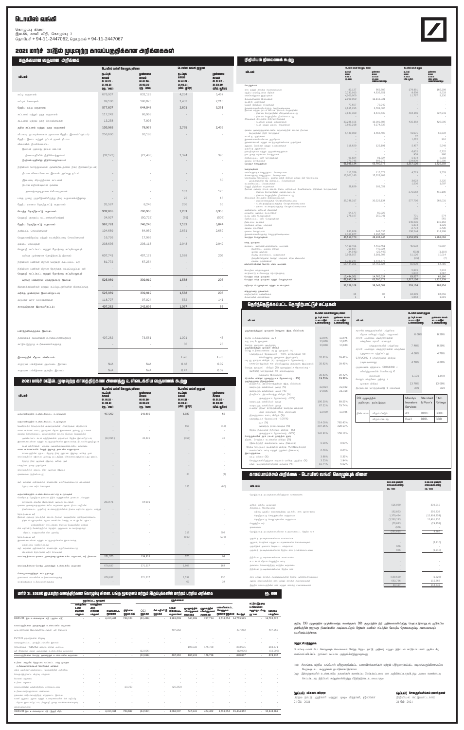# டொயிஸ் வங்கி

கொழும்பு கிளை
இல.86, காலி வீதி, கொழும்பு 3
தொ.பேசி + 94-11-2447062, தொநகல் + 94-11-2447067

## 2021 மார்ச் 31இல் முடிவுற்ற காலப்பகுதிக்கான அறிக்கைகள்

### சுருக்கமான வருமான அறிக்கை

| விடயம் | டொயிஸ் வங்கி கொழும்பு கிளை | | டொயிஸ் வங்கி குழுமம் | |
|---|---|---|---|---|
| | நடப்புக் காலம் 01.01.21 - 31.03.21 (ரூ. '000) | முன்னைய காலம் 01.01.20 - 31.03.20 (ரூ. '000) | நடப்புக் காலம் 01.01.21 - 31.03.21 (மில். யூரோ) | முன்னைய காலம் 01.01.20 - 31.03.20 (மில். யூரோ) |
| வட்டி வருமானம் | 676,907 | 832,123 | 4,234 | 5,467 |
| வட்டி செலவுகள் | 99,100 | 188,075 | 1,433 | 2,216 |
| தேறிய வட்டி வருமானம் | 577,807 | 644,048 | 2,801 | 3,251 |
| கட்டணம் மற்றும் தரகு வருமானம் | 117,242 | 86,968 | - | - |
| கட்டணம் மற்றும் தரகு செலவினங்கள் | 13,258 | 7,995 | - | - |
| தேறிய கட்டணம் மற்றும் தரகு வருமானம் | 103,985 | 78,973 | 2,739 | 2,439 |
| நியாயமான நட்டைத்தாலான முகவர்கள் தேறிய இலாபம்/(நட்டம்) | 256,660 | 93,183 | - | - |
| தேறிய இலாப மற்றும் நட்டம் மூலம் நியாய மதிப்பீட்டில் நிதிசொத்துக்கள் | | | | |
| இலாபம் அல்லது நட்டம் ஊடாக | | | | |
| நியமமதிப்பீட்டு நிதிசொத்துக்கள் | (32,173) | (27,483) | 1,324 | 395 |
| நீக்குவதிலிருந்து நிதிச்சொத்துக்கள் | - | - | - | - |
| நிதியியல் சொத்துக்களை அங்கீகரிப்பதனால் (இல) இலாபம்/(நட்டம்) | | | | |
| நியாய மதிப்பீடுகளூடாக இலாபம் அல்லது நட்டம் | - | - | - | - |
| திரட்டிய இழப்பீட்டுக்கான கட்டணம் நியாய மதிப்பீட்டுக்கான முறைகள் | - | - | - | 60 |
| அணைத்துக்குடியுக்கான கூட்டுநிறுவனங்கள் | - | - | 107 | 125 |
| பங்கு முதலீடு (துணைநிறுவனம்) (இல) வருமானம்/(இழப்பு) | - | - | 25 | 15 |
| தேறிய ஏனைய தொழிற்பாட்டு வருமானம் | 26,587 | 8,246 | 235 | 65 |
| மொத்த தொழிற்பாட்டு வருமானம் | 932,865 | 796,966 | 7,231 | 6,350 |
| பெறுமதி குறைவு கட்டணங்கள்/(மீளல்) | 34,927 | (50,722) | (69) | (506) |
| தேறிய தொழிற்பாட்டு வருமானம் | 967,791 | 746,245 | 7,162 | 5,844 |
| தனிப்பட்ட செலவினங்கள் | 104,689 | 84,959 | 2,631 | 2,889 |
| வாடகைதேய்மானம் மற்றும் கடன்தீர்ப்பனவு செலவினங்கள் | 16,726 | 17,986 | - | - |
| ஏனைய செலவுகள் | 238,636 | 235,118 | 2,943 | 2,949 |
| பெறுமதி சேர்ப்பட்ட மற்றும் நேரடிநிதி கட்டிடங்களுக்கு | | | | |
| வரிக்கு முன்னரான தொழிற்பாட்டு இலாபம் | 607,741 | 407,172 | 1,588 | 206 |
| நிதியியல் பணிகள் மீதான பெறுமதி சேர்க்கப்பட்ட வரி | 81,772 | 67,254 | - | - |
| நிதியியல் பணிகள் மீதான தேசத்தைக் கட்டியெழுப்பும் வரி | - | - | - | - |
| பெறுமதி சேர்க்கப்பட்ட மற்றும் நேரடிநிதி கட்டிடங்களுக்கு | | | | |
| வரிக்கு பின்னரான தொழிற்பாட்டு இலாபம் | 525,969 | 339,919 | 1,588 | 206 |
| இணைக்கப்பட்டவர் மற்றும் கூட்டுமுயற்சிகளின் இலாபப்பங்கு | - | - | - | - |
| வரிக்கு முன்னரான இலாபம்/(நட்டம்) | 525,969 | 339,919 | 1,588 | 206 |
| வருமான வரி செலவினங்கள் | 118,707 | 97,024 | 552 | 141 |
| காலத்திற்கான இலாபம்/(நட்டம்) | 407,262 | 242,895 | 1,037 | 66 |
| பகிர்ந்தளிக்கக்கூடிய இலாபம்: | | | | |
| தலைமைக் கம்பனியின் உரிமையாளர்களுக்கு | 407,262 | 73,561 | 1,001 | 43 |
| கட்டுப்பாடில்லாத உரிமையாளர்களுக்கு | - | - | 36 | 23 |
| இலாபத்தின் மீதான பங்கிலாபம் | | | Euro | Euro |
| சாதாரண பங்கிற்கான அடிப்படை இலாபம் | N/A | N/A | 0.48 | 0.02 |
| சாதாரண பங்கிற்கான தன்மிய இலாபம் | N/A | N/A | 0.47 | 0.02 |

### 2021 மார்ச் 31இல், முடிவுற்ற காலத்திற்கான அனைத்து உள்ளடக்கிய வருமானக் கூற்று

| விடயம் | டொயிஸ் வங்கி கொழும்பு கிளை | | டொயிஸ் வங்கி குழுமம் | |
|---|---|---|---|---|
| | நடப்புக் காலம் 01.01.21 - 31.03.21 (ரூ. '000) | முன்னைய காலம் 01.01.20 - 31.03.20 (ரூ. '000) | நடப்புக் காலம் 01.01.21 - 31.03.21 (மில். யூரோ) | முன்னைய காலம் 01.01.20 - 31.03.20 (மில். யூரோ) |
| வருமானக்கூற்றின் உள்ளடக்கப்பட்ட இலாபம் | 407,262 | 242,895 | 1,037 | 66 |
| வருமானக்கூற்றில் உள்ளடக்கப்பட்ட உருப்படிகள் | | | | |
| வெளிநாட்டு செயற்பாடுகள் நாணய மாற்றத்தினால் ஏற்படும் மாற்றம் | - | - | 869 | (13) |
| ஏனைய தொழிற்பாட்டு வருமானம் | (12,096) | 43,421 | (359) | 46 |
| காசுப் பாய்ச்சல் வேலி | - | - | - | - |
| ஏனையவை | - | - | 20 | (4) |
| இவற்றுடன் தொடர்புடைய வரிகள் | - | - | 123 | (50) |
| வருமானக்கூற்றில் உள்ளடக்கப்படாத உருப்படிகள் | | | | |
| நிதியியல் சொத்துக்கள் மீதான மீள்மதிப்பீடு | 283,671 | 84,901 | - | - |
| நிறுவனத்தின் வரி அல்லது மீதான வருமானத்தின் தாக்கங்கள் | - | - | 217 | 398 |
| இவற்றுடன் தொடர்புடைய வரிகள் | - | - | (100) | (273) |
| காலத்திற்கான ஏனைய அனைத்துமுள்ளடக்கிய வருமானம், வரி நிகரமாக | 271,575 | 128,322 | 570 | 99 |
| காலத்திற்கான மொத்த அனைத்தும் உள்ளடக்கிய வருமானம் | 678,837 | 371,217 | 1,608 | 164 |
| பின்வருவனவற்றிற்குச் சாட்டத்தக்கது | | | | |
| தலைமைக் கம்பனியின் உரிமையாளர்களுக்கு | 678,837 | 371,217 | 1,539 | 130 |
| கட்டுப்பாடில்லாத உரிமையாளர்களுக்கு | - | - | 69 | 34 |

### மார்ச் 31, 2021இல் முடிவுற்ற காலத்திற்கான கொழும்பு கிளை, பங்கு மூலதனம் மற்றும் இருப்புக்களில் மாற்றம் பற்றிய அறிக்கை (ரூ. '000)

| | உரிமையாளர் மூலதனம் | ஒதுக்கப்பட்ட மூலதனம் | | நிலையான மூலதனம் | OCI ஒதுக்கம் | நிதி ஒதுக்கம் | தக்கவைத்த இலாபம் | ஏனைய ஒதுக்கங்கள் | | மொத்தம் | | மொத்த பங்குரிமை |
|---|---|---|---|---|---|---|---|---|---|---|---|---|
| 01/01/21 இல் உள்ளவாறான மீதி (ஆரம்ப மீதி) | - | 4,410,461 | 749,324 | - | (22,446) | - | 3,161,609 | 540,309 | 287,714 | 5,618,554 | 14,765,525 | 14,765,525 |
| காலப்பகுதிக்கான அனைத்தும் உள்ளடக்கிய வருமானம் | | | | | | | | | | | | |
| வரிக்குப் பின்னரான இலாபம்/(நட்டம்) | - | - | - | - | - | - | 407,262 | - | - | - | 407,262 | 407,262 |
| வரி நீங்கலான ஏனைய அனைத்தும் உள்ளடக்கிய வருமானம் | - | - | - | - | (12,096) | - | - | 106,933 | 176,738 | - | 283,671 / (12,096) | 283,671 / (12,096) |
| காலப்பகுதிக்கான மொத்த அனைத்தும் உள்ளடக்கிய வருமானம் | - | - | - | - | (12,096) | - | 407,262 | 106,933 | 176,738 | - | 678,837 | 678,837 |
| உரிமை பங்குகளில் நேரடியாக அங்கீகரிக்கப்பட்ட உரிமையாளர்களுடனான கொடுக்கல் வாங்கல் | | | | | | | | | | | | |
| நிதிப்படுத்தலுக்கான ஒதுக்கம் | - | - | 20,163 | - | - | - | (20,163) | - | - | - | - | - |
| 31/03/21 இல் உள்ளவாறான மீதி (இறுதி மீதி) | - | 4,410,461 | 769,487 | - | (34,542) | - | 3,568,507 | 647,241 | 464,452 | 5,618,554 | 15,444,362 | 15,444,362 |

### நிதியியல் நிலைமைக் கூற்று

| விடயம் | டொயிஸ் வங்கி கொழும்பு கிளை | | டொயிஸ் வங்கி குழுமம் | |
|---|---|---|---|---|
| | நடப்புக் காலம் 31.03.21 (ரூ. '000) | முன்னைய காலம் 31.12.20 (ரூ. '000) (கணக்காய்வு) | நடப்புக் காலம் 31.03.21 (மில். யூரோ) | முன்னைய காலம் 31.12.20 (மில். யூரோ) (கணக்காய்வு) |
| **சொத்துக்கள்** | | | | |
| காசு மற்றும் காசுக்கு சமமானவைகள் | 83,127 | 863,785 | 179,981 | 166,208 |
| மத்திய வங்கியுடனான மீதிகள் | 7,733,013 | 4,628,851 | 8,850 | 9,533 |
| வங்கிகளிலுள்ள இடவைப்புக்கள் | 4,000,000 | - | 11,797 | 9,130 |
| மீள்வாங்கலுக்கான இடவைப்புக்கள் | 3,000,000 | 11,115,031 | - | - |
| டெரிவேடிவ் சொத்துக்கள் | 77,657 | 79,242 | - | - |
| இலாபம் அல்லது நட்டம் ஊடாக நியாய மதிப்பிடப்பட்ட நிதிச்சொத்துக்கள் | 3,655,295 / 7,987,360 | 3,701,006 / 8,640,539 | 464,566 | 527,941 |
| திரட்டிய இழப்பீட்டுக் கிரயத்தில் நிதிச்சொத்துக்கள் | 23,285,155 | 19,302,697 | 435,363 | 426,995 |
| உள்ளகக் கடன் மற்றும் முற்பணங்கள் | 7,893,218 | 9,274,536 | - | - |
| ஏனைய அனைத்துமுள்ளடக்கிய வருமானத்தின் ஊடாக நியாய மதிப்பீட்டு நிதிச் சொத்துக்கள் | 5,440,068 | 5,466,408 | 41,671 | 55,834 |
| ஆதனம், பொறிகள் மற்றும் உபகரணங்கள் | 116,620 | 122,191 | 5,457 | 5,549 |
| நன்மதிப்பு மற்றும் அருவச்சொத்துக்கள் | - | - | 6,852 | 6,725 |
| பிற்போடப்பட்ட வரிச் சொத்துக்கள் | 91,624 | 91,624 | 5,934 | 6,058 |
| ஏனைய சொத்துக்கள் | 771,745 | 606,272 | 134,600 | 110,399 |
| **மொத்த சொத்துக்கள்** | **61,995,134** | **63,700,372** | **1,317,126** | **1,325,259** |
| **பொறுப்புக்கள்** | | | | |
| வங்கிகளுக்குச் செலுத்தப்பட வேண்டியவை | 117,576 | 115,573 | 4,723 | 3,553 |
| மீள்வாங்கலுக்கு செலுத்தப்பட வேண்டியவை | 16,001,343 | 15,323,403 | - | - |
| டெரிவேடிவ் நிதி பொறுப்புக்கள் | 39,829 | 101,051 | 3,022 | 2,325 |
| இலாபம் அல்லது நட்டம் ஊடாக நியாய மதிப்பீட்டு நிதிப்பொறுப்புக்கள் | 26,745,317 | 30,523,138 | 375,553 | 419,199 |
| வாடிக்கையாளர்களுக்குச் செலுத்தவேண்டியவை | - | - | 577,795 | 568,031 |
| நடப்பு வரிப் பொறுப்புக்கள் | 84,177 / 278,197 | 80,922 / 250,041 | 771 / 560 / 149,295 | 574 / 561 / 149,163 |
| ஏனைய ஒதுக்கங்கள் | - | - | 1,534 / 2,734 | 1,323 / 2,430 |
| ஏனைய பொறுப்புக்கள் | 333,636 / 2,953,677 | 243,036 / 2,097,696 | 136,244 | 114,208 |
| **மொத்த பொறுப்புக்கள்** | **46,550,773** | **48,934,847** | **1,253,569** | **1,263,063** |
| **பங்கு மூலதனம்** | | | | |
| ஒதுக்கப்பட்ட மூலதனம் | 4,410,461 / 769,487 / (34,542) / 3,568,507 | 4,410,461 / 749,324 / (22,446) / 3,161,609 | 45,892 / (893) / 11,126 / (35) | 45,997 / (1,118) / 10,014 / (7) |
| ஏனைய ஒதுக்கங்கள் | 6,730,247 | 6,446,576 | | |
| **பங்குரிமையாளரின் மொத்த பங்கு மூலதனம்** | **15,444,362** | **14,765,525** | **56,090** | **54,786** |
| மேலதிகப் பங்குக்கூறுகள் | - | - | 5,935 / 1,542 | 5,824 / 1,587 |
| கட்டுப்பாட்டு உரிமையற்ற கிறார்ந்துகள் | | | | |
| மொத்த பங்கு மூலதனம் | 15,444,361 | 14,765,525 | 63,557 | 62,196 |
| **மொத்த பங்கு மூலதனம் மற்றும் பொறுப்புக்கள்** | **61,995,134** | **63,700,372** | **1,317,126** | **1,325,259** |
| எதிர்பாராபொறுப்புக்கள் மற்றும் கடப்பாடுகள் | 31,729,108 | 38,043,089 | 274,164 | 263,854 |
| விஞ்ஞாபனத் தகவல்கள் | | | | |
| ஊழியர்களின் எண்ணிக்கை | 65 | 66 | 84,389 | 84,659 |
| கிளைகளின் எண்ணிக்கை | 1 | 1 | 1,863 | 1,891 |

### தெரிந்தெடுக்கப்பட்ட தொழிற்பாட்டுச் சுட்டிகள்

| விடயம் | டொயிஸ் வங்கி கொழும்பு கிளை | |
|---|---|---|
| | நடப்புக் காலம் 31-03-2021 உள்வாங்கவை | முன்னைய காலம் 31-12-2020 உள்வாங்கவை |
| ஒழுங்குமுறைக்குரிய மூலதன போதுமை (ரூ. மில்லியன்) | | |
| பொது உரிமையாண்மை படி 1 | 13,676 | 13,675 |
| கரு படி 1 மூலதனம் | 13,676 | 13,675 |
| மொத்த மூலதனம் அடிப்படை | 13,980 | 13,860 |
| பொது உரிமையாண்மை படி (%) (குறைந்தபட்ச தேவைப்பாடு - 7.00%) | 35.62% | 39.41% |
| படி 1 மூலதன விகிதம் (%) (குறைந்தபட்ச தேவைப்பாடு 8.50%) | 35.62% | 39.41% |
| மொத்த மூலதன விகிதம் (%) (குறைந்தபட்ச தேவைப்பாடு - 12.50%) | 35.62% | 39.42% |
| நிரம்பல் விகிதம் (குறைந்தபட்ச தேவைப்பாடு - 3%) | 19.53% | 19.38% |
| ஒழுங்குமுறை திரவத்தன்மை | | |
| நியதிச்சட்ட திரவச்சொத்துக்கள் (ரூ. மில்லியன்) | | |
| கரையடாத வங்கிப்பிரிவு அலகு | 22,824 | 22,052 |
| கரையடாத வங்கிப்பிரிவு அலகு (%) | 14,836 | 21,196 |
| நியதிச்சட்ட திரவச்சொத்து விகிதம் (%) (குறைந்தபட்ச தேவைப்பாடு - 20%) | | |
| கரையடாத வங்கிப்பிரிவு அலகு | 106.20% | 89.51% |
| கரையடாத வங்கிப்பிரிவு அலகு | 67.12% | 79.74% |
| உயர்ந்த திரவச் சொத்துக்களின் மொத்த பங்குகள் (ரூ. மில்லியன்) | 13,036 | 13,980 |
| திரவத்தன்மை விகிதம் (%) (குறைந்தபட்ச தேவைப்பாடு - 100%) | | |
| ரூபா (%) | 514.00% | 765.43% |
| அனைத்து நாணயங்களும் (%) | 307.25% | 328.13% |
| தேறிய நிலையான நிதியியல் விகிதம் (%) - (குறைந்தபட்ச தேவைப்பாடு - 90%) | 141.92% | 158.18% |
| சொத்துகளின் தரம் (கடன் தரத்தின் தரம்) | | |
| (நிகர செயற்படாக் கடன் விகிதம் (%) (இடர்நிலைக்குப் பின்)) | 0.00% | 0.00% |
| (தேறிய நிலைக்குப் பின்) செயற்படாக் கடன் விகிதம் (%) | 0.00% | 0.00% |
| இலாபத்தன்மை | | |
| வட்டி எல்லை (%) | 3.66% | 5.31% |
| சொத்துக்களிலிருந்தான வருமானம் வரிக்கு முந்திய (%) | 3.53% | 1.94% |
| பங்கு மூலதனத்திலிருந்தான வருமானம் (%) | 10.74% | 6.52% |

| விடயம் | டொயிஸ் வங்கி குழுமம் | |
|---|---|---|
| | நடப்புக் காலம் 31-03-2021 உள்வாங்கவை | முன்னைய காலம் 31-12-2020 உள்வாங்கவை |
| சராசரி பங்குதாரர்களின் பங்குரிமை மீதான வரிக்குப் பிந்திய வருமானம் | 6.50% | 0.20% |
| சராசரி மூலதனப் பங்குதாரர்களின் பங்குரிமை சராசரி மூலதனத்தின் பங்குரிமை | 7.40% | 0.20% |
| சராசரி மூலதனப் பங்குதாரர்களின் பங்குரிமை மூலதனமாக ஏற்றுக்கப்பட்ட | 4.60% | 4.70% |
| CRR/CRD 4 பரிமாற்றுனான விகிதம் (வரையறுப்பு) | 4.70% | 4.80% |
| அதனைமான ஏற்றுப்பட்ட CRR/CRD 4 பரிமாற்றுவான வெளிப்பாடு € மில்லியன் | 1,103 | 1,078 |
| பொதுப் பங்குரிமை அதிபடி 1 மூலதன விகிதம் | 13.70% | 13.60% |
| இடர் உடாகிய சொத்துக்களுக்கு € மில்லியன் | 330 | 329 |

| DB குழுமத்தின் தரநிர்ணய தரப்படுத்தல் | | Moodys Investors Services | Standard & Poor's | Fitch Ratings |
|---|---|---|---|---|
| நீண்ட காலம் | விருத்தியடைந்த | A3 | BBB+ | BBB+ |
| | விருத்தியடைந்த | Baa3 | BBB- | BBB |

### காசுப்பாய்ச்சல் அறிக்கை - டொயிஸ் வங்கி கொழும்புக் கிளை

| விடயம் | 31.03.2021இல் முடிவுற்ற காலப்பகுதிக்கானது (ரூ. '000) | 31.03.2020இல் முடிவுற்ற காலப்பகுதிக்கானது (ரூ. '000) |
|---|---|---|
| தொழிற்பாட்டு நடவடிக்கைகளிலிருந்தான காசுப்பாய்ச்சல் | | |
| வரிக்கு முந்திய வருமானம் | 525,969 | 339,919 |
| வரிக்கு முந்திய வருமானத்திற்கு அட்கவேப்பட காசு அல்லாதவை | 162,863 | 230,838 |
| தொழிற்பாட்டு சொத்துக்களின் மாற்றங்கள் | 2,379,424 | (12,908,254) |
| தொழிற்பாட்டு பொறுப்புக்களின் மாற்றங்கள் | (2,593,203) | 12,401,635 |
| செலுத்திய வரி | (15,623) | (79,452) |
| ஏனையவை | (555) | - |
| தொழிற்பாட்டு நடவடிக்கைகளிலான உருவாக்கப்பட்ட தேறிய காசு | (541,615) | 4,685 |
| முதலீட்டு நடவடிக்கைகளிலான காசுப்பாய்ச்சல் | | |
| ஆதனம், பொறிகள் மற்றும் உபகரணங்களின் கொள்வனவுகள் | - | (6,210) |
| முதலீடுகள் மூலமாக பெறப்பட்ட பங்குலாபம் | 955 | - |
| முதலீட்டு நடவடிக்கைகளிலான தேறிய காசு (பயன்படுத்தப்பட்டது) | 955 | (6,210) |
| நிதியியல் நடவடிக்கைகளிலான காசுப்பாய்ச்சல் | | |
| உட்டுமொத்த வரவிருக்கக்கூடிய வைப்பு | - | - |
| தலைமை செய்யவதிருக்கும் காசுஉய மூடாக்கப்பட்ட | - | - |
| நிதியியல் நடவடிக்கைகளிலான தேறிய காசு | - | - |
| காசு மற்றும் காசுக்கு சமமானவைகளின் தேறிய அதிகரிப்பு/(குறைவு) | (540,659) | (1,523) |
| ஆரம்ப காலப்பகுதியில் காசு மற்றும் காசுக்கு சமமானவைகள் | 863,786 | 115,669 |
| இறுதிக் காலப்பகுதியில் காசு மற்றும் காசுக்கு சமமானவைகள் | 83,127 | 114,145 |

குறிப்பு: DB குழுமத்தின் ஒருங்கிணைந்த வணிகமும் DB குழுமத்தின் நிதி அறிக்கைகளிலிருந்து பெறப்பட்டதுடனுடன் ஐரோப்பிய ஒன்றியத்தின் ஐரோப்பிய நியமங்களின் அடிப்படையிலும் ஜேர்மன் வணிகச் சட்டத்தின் மேலதிக தேவைகளுக்கு அமைவாகவும் தயாரிக்கப்பட்டுள்ளன.

**அத்தாட்சிப்படுத்தல்:**

டொயிஸ் வங்கி AG கொழும்புக் கிளையால் இதேடு இருப நாட்டு அறிக்கை மற்றும் நிதியியல் கூடுதலாட்டான் ஆகிய கீழ் காணப்பலவிப்பட்ட நாங்கள் கூட்டாக அத்தாட்சிப்படுத்துவதாவது

(அ) இலங்கை மத்திய வங்கியால் பரிந்துரைக்கப்பட்ட வரைவிலக்கணம் மற்றும் பரிந்துரைக்கப்பட்ட வடிவங்களுக்கிணங்கவே மேற்குறிப்பிட்ட கூற்றுக்கள் தயாரிக்கப்பட்டுள்ளன.

(ஆ) இக்கூற்றுக்களில் உள்ளடக்கப்பட்ட தகவல்கள் கணக்காய்வு செய்யப்படாத வங்கியின் அறிக்கைப்படுத்தப்பட்ட அல்லது கணக்காய்வு செய்யப்பட்ட நிதியியல் கூற்றுக்களிலிருந்து பிரித்தெடுக்கப்பட்டவையாகும்.

(ஒப்பம்) விஷான் அரோரா
பிரதம நாட்டு அதிகாரி மற்றும் பலுக பிரதானி, ஸ்ரீலங்கா
21-மே 2021

(ஒப்பம்) சோமநாதியரின்கம் ரவீசந்திரன்
நிதியியல் கட்டுப்பாட்டாளர்
21-மே 2021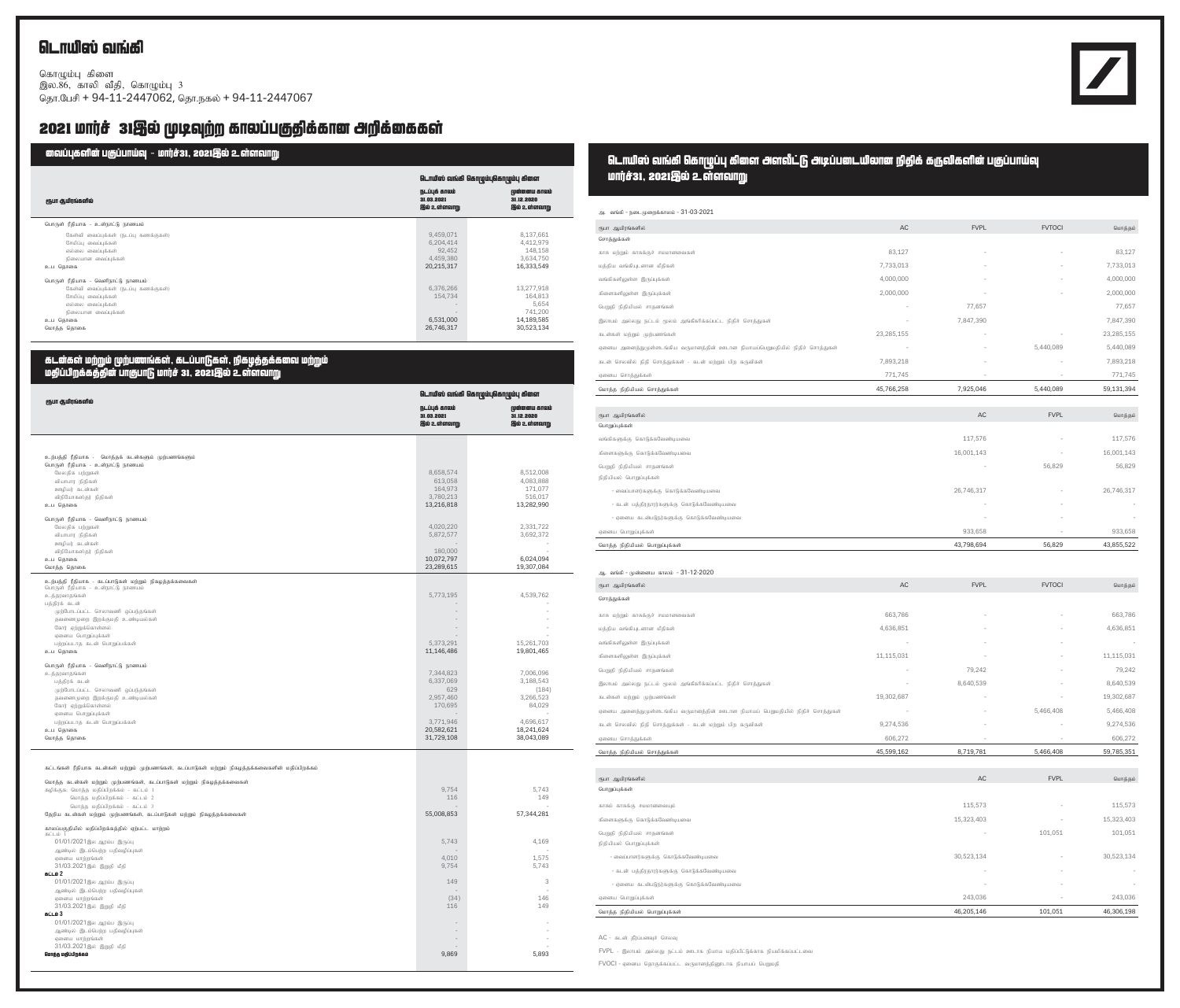# டொயிஸ் வங்கி

கொழும்பு கிளை
இல.86, காலி வீதி, கொழும்பு 3
தொ.பேசி + 94-11-2447062, தொ.நகல் + 94-11-2447067

## 2021 மார்ச் 31இல் முடிவுற்ற காலப்பகுதிக்கான அறிக்கைகள்

### வைப்புகளின் பகுப்பாய்வு - மார்ச்31, 2021இல் உள்ளவாறு

| ரூபா ஆயிரங்களில் | டொயிஸ் வங்கி கொழும்புகிளை | |
|---|---|---|
| | நடப்புக் காலம் 31.03.2021 இல் உள்ளவாறு | முன்னைய காலம் 31.12.2020 இல் உள்ளவாறு |
| பொருள் ரீதியாக - உள்நாட்டு நாணயம் | | |
| கேள்வி வைப்புக்கள் (நடப்பு கணக்குகள்) | 9,459,071 | 8,137,661 |
| சேமிப்பு வைப்புக்கள் | 6,204,414 | 4,412,979 |
| எல்லை வைப்புக்கள் | 92,452 | 148,158 |
| நிலையான வைப்புக்கள் | 4,459,380 | 3,634,750 |
| உப தொகை | 20,215,317 | 16,333,549 |
| பொருள் ரீதியாக - வெளிநாட்டு நாணயம் | | |
| கேள்வி வைப்புக்கள் (நடப்பு கணக்குகள்) | 6,376,266 | 13,277,918 |
| சேமிப்பு வைப்புக்கள் | 154,734 | 164,813 |
| எல்லை வைப்புக்கள் | - | 5,654 |
| நிலையான வைப்புக்கள் | - | 741,200 |
| உப தொகை | 6,531,000 | 14,189,585 |
| மொத்த தொகை | 26,746,317 | 30,523,134 |

### கடன்கள் மற்றும் முற்பணங்கள், கடப்பாடுகள், நிகழத்தக்கவை மற்றும் மதிப்பிறக்கத்தின் பாகுபாடு மார்ச் 31, 2021இல் உள்ளவாறு

| ரூபா ஆயிரங்களில் | டொயிஸ் வங்கி கொழும்புகிளை | |
|---|---|---|
| | நடப்புக் காலம் 31.03.2021 இல் உள்ளவாறு | முன்னைய காலம் 31.12.2020 இல் உள்ளவாறு |
| உற்பத்தி ரீதியாக - மொத்தக் கடன்களும் முற்பணங்களும் | | |
| பொருள் ரீதியாக - உள்நாட்டு நாணயம் | | |
| மேலதிக பற்றுகள் | 8,658,574 | 8,512,008 |
| வியாபார நிதிகள் | 613,058 | 4,083,888 |
| ஊழியர் கடன்கள் | 164,973 | 171,077 |
| விநியோகஸ்தர் நிதிகள் | 3,780,213 | 516,017 |
| உப தொகை | 13,216,818 | 13,282,990 |
| பொருள் ரீதியாக - வெளிநாட்டு நாணயம் | | |
| மேலதிக பற்றுகள் | 4,020,220 | 2,331,722 |
| வியாபார நிதிகள் | 5,872,577 | 3,692,372 |
| ஊழியர் கடன்கள் | - | - |
| விநியோகஸ்தர் நிதிகள் | 180,000 | |
| உப தொகை | 10,072,797 | 6,024,094 |
| மொத்த தொகை | 23,289,615 | 19,307,084 |
| உற்பத்தி ரீதியாக - கடப்பாடுகள் மற்றும் நிகழத்தக்கவைகள் | | |
| பொருள் ரீதியாக - உள்நாட்டு நாணயம் | | |
| உத்தரவாதங்கள் | 5,773,195 | 4,539,762 |
| பத்திரக் கடன் | - | - |
| முறியிடப்பட்ட செலாவணி ஒப்பந்தங்கள் | - | - |
| நாணயமுறை இறக்குமதி உண்டியல்கள் | - | - |
| கோர் ஏற்றுக்கொள்கை | - | - |
| ஏனைய பொறுப்புக்கள் | - | - |
| பற்றப்படாத கடன் பொறுப்புக்கள் | 5,373,291 | 15,261,703 |
| உப தொகை | 11,146,486 | 19,801,465 |
| பொருள் ரீதியாக - வெளிநாட்டு நாணயம் | | |
| உத்தரவாதங்கள் | 7,344,823 | 7,006,096 |
| பத்திரக் கடன் | 6,337,069 | 3,188,543 |
| முறியிடப்பட்ட செலாவணி ஒப்பந்தங்கள் | 629 | (184) |
| நாணயமுறை இறக்குமதி உண்டியல்கள் | 2,957,460 | 3,266,523 |
| கோர் ஏற்றுக்கொள்கை | 170,695 | 84,029 |
| ஏனைய பொறுப்புக்கள் | - | - |
| பற்றப்படாத கடன் பொறுப்புக்கள் | 3,771,946 | 4,696,617 |
| உப தொகை | 20,582,621 | 18,241,624 |
| மொத்த தொகை | 31,729,108 | 38,043,089 |
| கட்டங்கள் ரீதியாக கடன்கள் மற்றும் முற்பணங்கள், கடப்பாடுகள் மற்றும் நிகழத்தக்கவைகளின் மதிப்பிறக்கம் | | |
| மொத்த கடன்கள் மற்றும் முற்பணங்கள், கடப்பாடுகள் மற்றும் நிகழத்தக்கவைகள் | | |
| கழிக்குக: மொத்த மதிப்பிறக்கல் - கட்டம் 1 | 9,754 | 5,743 |
| மொத்த மதிப்பிறக்கல் - கட்டம் 2 | 116 | 149 |
| மொத்த மதிப்பிறக்கல் - கட்டம் 3 | - | - |
| நேறிய கடன்கள் மற்றும் முற்பணங்கள், கடப்பாடுகள் மற்றும் நிகழத்தக்கவைகள் | 55,008,853 | 57,344,281 |
| காலப்பகுதியில் மதிப்பிறக்கத்தில் ஏற்பட்ட மாற்றம் | | |
| கட்டம் 1 | | |
| 01/01/2021இல் ஆரம்ப இருப்பு | 5,743 | 4,169 |
| ஆண்டில் இடம்பெற்ற பதிவழிப்புகள் | - | - |
| ஏனைய மாற்றங்கள் | 4,010 | 1,575 |
| 31/03.2021இல் இறுதி மீதி | 9,754 | 5,743 |
| **கட்டம் 2** | | |
| 01/01/2021இல் ஆரம்ப இருப்பு | 149 | 3 |
| ஆண்டில் இடம்பெற்ற பதிவழிப்புகள் | - | - |
| ஏனைய மாற்றங்கள் | (34) | 146 |
| 31/03.2021இல் இறுதி மீதி | 116 | 149 |
| **கட்டம் 3** | | |
| 01/01/2021இல் ஆரம்ப இருப்பு | - | - |
| ஆண்டில் இடம்பெற்ற பதிவழிப்புகள் | - | - |
| ஏனைய மாற்றங்கள் | - | - |
| 31/03.2021இல் இறுதி மீதி | - | - |
| **மொத்த மதிப்பிறக்கம்** | 9,869 | 5,893 |

### டொயிஸ் வங்கி கொழும்பு கிளை அளவீட்டு அடிப்படையிலான நிதிக் கருவிகளின் பகுப்பாய்வு மார்ச்31, 2021இல் உள்ளவாறு

அ. வங்கி - நடைமுறைக்காலம் - 31-03-2021

| ரூபா ஆயிரங்களில் | AC | FVPL | FVTOCI | மொத்தம் |
|---|---|---|---|---|
| சொத்துக்கள் | | | | |
| காசு மற்றும் காசுக்குச் சமமானவைகள் | 83,127 | - | - | 83,127 |
| மத்திய வங்கியுடனான மீதிகள் | 7,733,013 | - | - | 7,733,013 |
| வங்கிகளிலுள்ள இருப்புக்கள் | 4,000,000 | - | - | 4,000,000 |
| கிளைகளிலுள்ள இருப்புக்கள் | 2,000,000 | - | - | 2,000,000 |
| பெறுதி நிதியியல் சாதனங்கள் | - | 77,657 | - | 77,657 |
| இலாபம் அல்லது நட்டம் மூலம் அங்கீகரிக்கப்பட்ட நிதிச் சொத்துகள் | - | 7,847,390 | - | 7,847,390 |
| கடன்கள் மற்றும் முற்பணங்கள் | 23,285,155 | - | - | 23,285,155 |
| ஏனைய அனைத்துமுள்ளடங்கிய வருமானத்தின் ஊடான நியாயப்பெறுமதியில் நிதிச் சொத்துகள் | - | - | 5,440,089 | 5,440,089 |
| கடன் செலவில் நிதி சொத்துக்கள் - கடன் மற்றும் பிற கருவிகள் | 7,893,218 | - | - | 7,893,218 |
| ஏனைய சொத்துக்கள் | 771,745 | - | - | 771,745 |
| மொத்த நிதியியல் சொத்துக்கள் | 45,766,258 | 7,925,046 | 5,440,089 | 59,131,394 |

| ரூபா ஆயிரங்களில் | AC | FVPL | மொத்தம் |
|---|---|---|---|
| பொறுப்புக்கள் | | | |
| வங்கிகளுக்கு கொடுக்கவேண்டியவை | 117,576 | - | 117,576 |
| கிளைகளுக்கு கொடுக்கவேண்டியவை | 16,001,143 | - | 16,001,143 |
| பெறுதி நிதியியல் சாதனங்கள் | - | 56,829 | 56,829 |
| நிதியியல் பொறுப்புக்கள் | | | |
| - வைப்பாளர்களுக்கு கொடுக்கவேண்டியவை | 26,746,317 | - | 26,746,317 |
| - கடன் பத்திரதாரர்களுக்கு கொடுக்கவேண்டியவை | - | - | - |
| - ஏனைய கடன்படுநர்களுக்கு கொடுக்கவேண்டியவை | - | - | - |
| ஏனைய பொறுப்புகள் | 933,658 | - | 933,658 |
| மொத்த நிதியியல் பொறுப்புக்கள் | 43,798,694 | 56,829 | 43,855,522 |

ஆ. வங்கி - முன்னைய காலம் - 31-12-2020

| ரூபா ஆயிரங்களில் | AC | FVPL | FVTOCI | மொத்தம் |
|---|---|---|---|---|
| சொத்துக்கள் | | | | |
| காசு மற்றும் காசுக்குச் சமமானவைகள் | 663,786 | - | - | 663,786 |
| மத்திய வங்கியுடனான மீதிகள் | 4,636,851 | - | - | 4,636,851 |
| வங்கிகளிலுள்ள இருப்புக்கள் | - | - | - | - |
| கிளைகளிலுள்ள இருப்புக்கள் | 11,115,031 | - | - | 11,115,031 |
| பெறுதி நிதியியல் சாதனங்கள் | - | 79,242 | - | 79,242 |
| இலாபம் அல்லது நட்டம் மூலம் அங்கீகரிக்கப்பட்ட நிதிச் சொத்துகள் | - | 8,640,539 | - | 8,640,539 |
| கடன்கள் மற்றும் முற்பணங்கள் | 19,302,687 | - | - | 19,302,687 |
| ஏனைய அனைத்துமுள்ளடங்கிய வருமானத்தின் ஊடான நியாயப் பெறுமதியில் நிதிச் சொத்துகள் | - | - | 5,466,408 | 5,466,408 |
| கடன் செலவில் நிதி சொத்துக்கள் - கடன் மற்றும் பிற கருவிகள் | 9,274,536 | - | - | 9,274,536 |
| ஏனைய சொத்துக்கள் | 606,272 | - | - | 606,272 |
| மொத்த நிதியியல் சொத்துக்கள் | 45,599,162 | 8,719,781 | 5,466,408 | 59,785,351 |

| ரூபா ஆயிரங்களில் | AC | FVPL | மொத்தம் |
|---|---|---|---|
| பொறுப்புக்கள் | | | |
| காசு காசுக்கு சமமானவையும் | 115,573 | - | 115,573 |
| கிளைகளுக்கு கொடுக்கவேண்டியவை | 15,323,403 | - | 15,323,403 |
| பெறுதி நிதியியல் சாதனங்கள் | - | 101,051 | 101,051 |
| நிதியியல் பொறுப்புக்கள் | | | |
| - வைப்பாளர்களுக்கு கொடுக்கவேண்டியவை | 30,523,134 | - | 30,523,134 |
| - கடன் பத்திரதாரர்களுக்கு கொடுக்கவேண்டியவை | - | - | - |
| - ஏனைய கடன்படுநர்களுக்கு கொடுக்கவேண்டியவை | - | - | - |
| ஏனைய பொறுப்புகள் | 243,036 | - | 243,036 |
| மொத்த நிதியியல் பொறுப்புக்கள் | 46,205,146 | 101,051 | 46,306,198 |

AC - கடன் தீர்ப்பனவுச் செலவு

FVPL - இலாபம் அல்லது நட்டம் ஊடாக நியாய மதிப்பீட்டுக்காக நியமிக்கப்பட்டவை

FVOCI - ஏனைய தொகுக்கப்பட்ட வருமானத்தினூடாக நியாயப் பெறுமதி